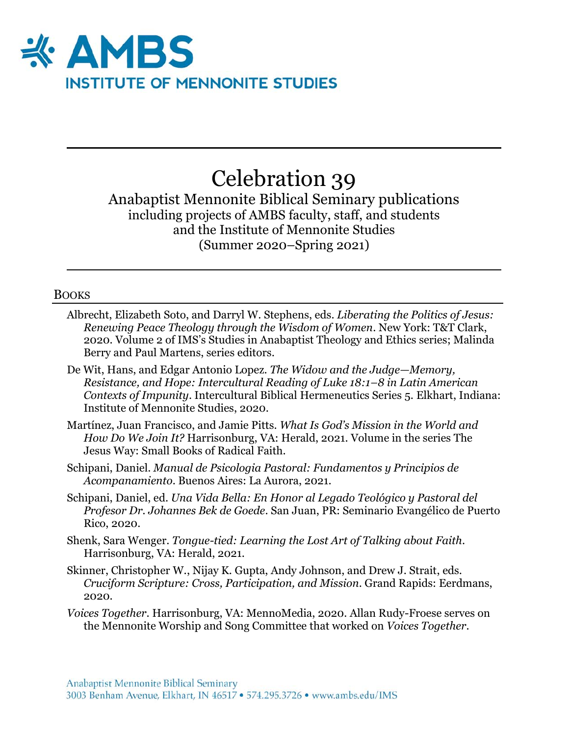# AMBS

INSTITUTE OF MENNONITE STUDIES

# Celebration 39

Anabaptist Mennonite Biblical Seminary publications
including projects of AMBS faculty, staff, and students
and the Institute of Mennonite Studies
(Summer 2020–Spring 2021)

## Books

Albrecht, Elizabeth Soto, and Darryl W. Stephens, eds. *Liberating the Politics of Jesus: Renewing Peace Theology through the Wisdom of Women*. New York: T&T Clark, 2020. Volume 2 of IMS's Studies in Anabaptist Theology and Ethics series; Malinda Berry and Paul Martens, series editors.

De Wit, Hans, and Edgar Antonio Lopez. *The Widow and the Judge—Memory, Resistance, and Hope: Intercultural Reading of Luke 18:1–8 in Latin American Contexts of Impunity*. Intercultural Biblical Hermeneutics Series 5. Elkhart, Indiana: Institute of Mennonite Studies, 2020.

Martínez, Juan Francisco, and Jamie Pitts. *What Is God's Mission in the World and How Do We Join It?* Harrisonburg, VA: Herald, 2021. Volume in the series The Jesus Way: Small Books of Radical Faith.

Schipani, Daniel. *Manual de Psicologia Pastoral: Fundamentos y Principios de Acompanamiento*. Buenos Aires: La Aurora, 2021.

Schipani, Daniel, ed. *Una Vida Bella: En Honor al Legado Teológico y Pastoral del Profesor Dr. Johannes Bek de Goede*. San Juan, PR: Seminario Evangélico de Puerto Rico, 2020.

Shenk, Sara Wenger. *Tongue-tied: Learning the Lost Art of Talking about Faith*. Harrisonburg, VA: Herald, 2021.

Skinner, Christopher W., Nijay K. Gupta, Andy Johnson, and Drew J. Strait, eds. *Cruciform Scripture: Cross, Participation, and Mission*. Grand Rapids: Eerdmans, 2020.

*Voices Together*. Harrisonburg, VA: MennoMedia, 2020. Allan Rudy-Froese serves on the Mennonite Worship and Song Committee that worked on *Voices Together*.

Anabaptist Mennonite Biblical Seminary
3003 Benham Avenue, Elkhart, IN 46517 • 574.295.3726 • www.ambs.edu/IMS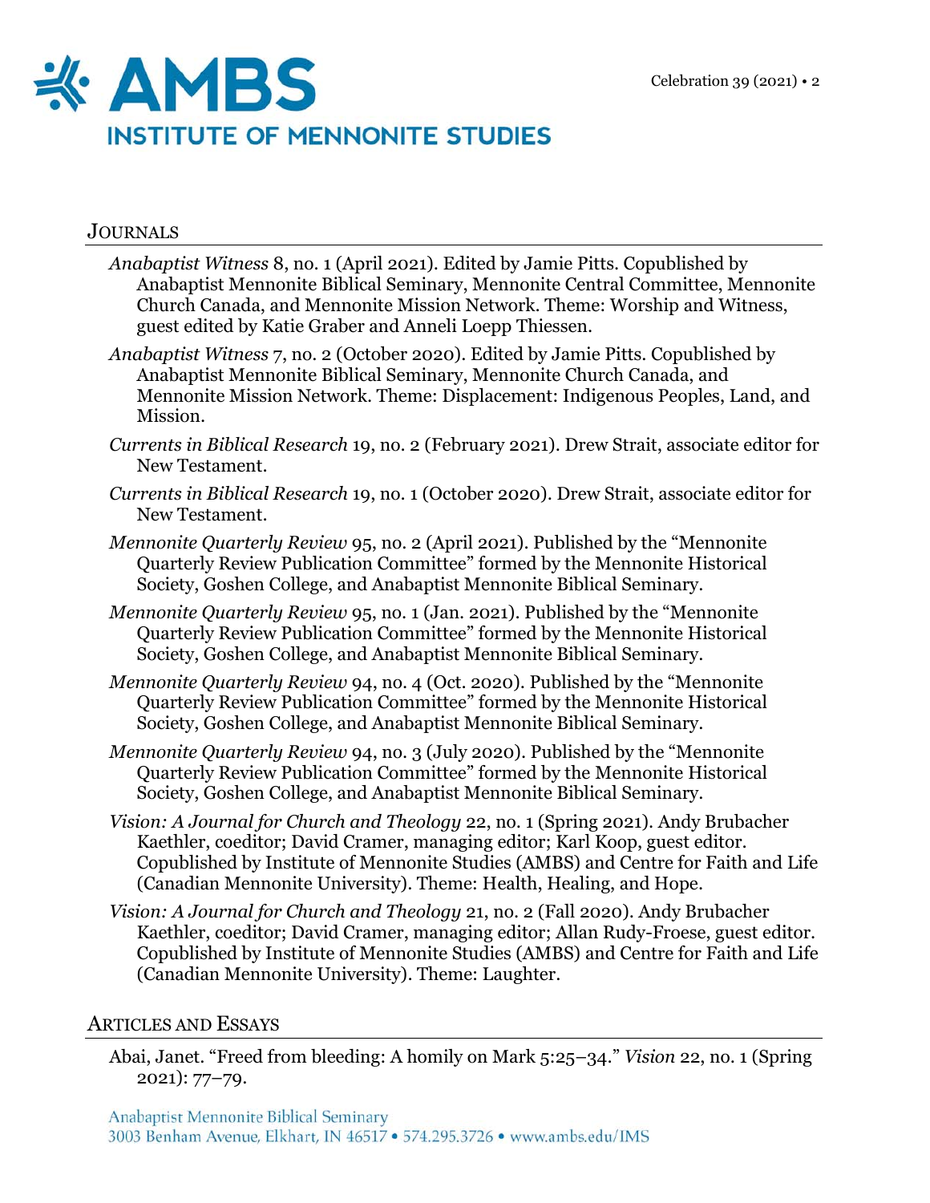## Journals

*Anabaptist Witness* 8, no. 1 (April 2021). Edited by Jamie Pitts. Copublished by Anabaptist Mennonite Biblical Seminary, Mennonite Central Committee, Mennonite Church Canada, and Mennonite Mission Network. Theme: Worship and Witness, guest edited by Katie Graber and Anneli Loepp Thiessen.

*Anabaptist Witness* 7, no. 2 (October 2020). Edited by Jamie Pitts. Copublished by Anabaptist Mennonite Biblical Seminary, Mennonite Church Canada, and Mennonite Mission Network. Theme: Displacement: Indigenous Peoples, Land, and Mission.

*Currents in Biblical Research* 19, no. 2 (February 2021). Drew Strait, associate editor for New Testament.

*Currents in Biblical Research* 19, no. 1 (October 2020). Drew Strait, associate editor for New Testament.

*Mennonite Quarterly Review* 95, no. 2 (April 2021). Published by the "Mennonite Quarterly Review Publication Committee" formed by the Mennonite Historical Society, Goshen College, and Anabaptist Mennonite Biblical Seminary.

*Mennonite Quarterly Review* 95, no. 1 (Jan. 2021). Published by the "Mennonite Quarterly Review Publication Committee" formed by the Mennonite Historical Society, Goshen College, and Anabaptist Mennonite Biblical Seminary.

*Mennonite Quarterly Review* 94, no. 4 (Oct. 2020). Published by the "Mennonite Quarterly Review Publication Committee" formed by the Mennonite Historical Society, Goshen College, and Anabaptist Mennonite Biblical Seminary.

*Mennonite Quarterly Review* 94, no. 3 (July 2020). Published by the "Mennonite Quarterly Review Publication Committee" formed by the Mennonite Historical Society, Goshen College, and Anabaptist Mennonite Biblical Seminary.

*Vision: A Journal for Church and Theology* 22, no. 1 (Spring 2021). Andy Brubacher Kaethler, coeditor; David Cramer, managing editor; Karl Koop, guest editor. Copublished by Institute of Mennonite Studies (AMBS) and Centre for Faith and Life (Canadian Mennonite University). Theme: Health, Healing, and Hope.

*Vision: A Journal for Church and Theology* 21, no. 2 (Fall 2020). Andy Brubacher Kaethler, coeditor; David Cramer, managing editor; Allan Rudy-Froese, guest editor. Copublished by Institute of Mennonite Studies (AMBS) and Centre for Faith and Life (Canadian Mennonite University). Theme: Laughter.

## Articles and Essays

Abai, Janet. "Freed from bleeding: A homily on Mark 5:25–34." *Vision* 22, no. 1 (Spring 2021): 77–79.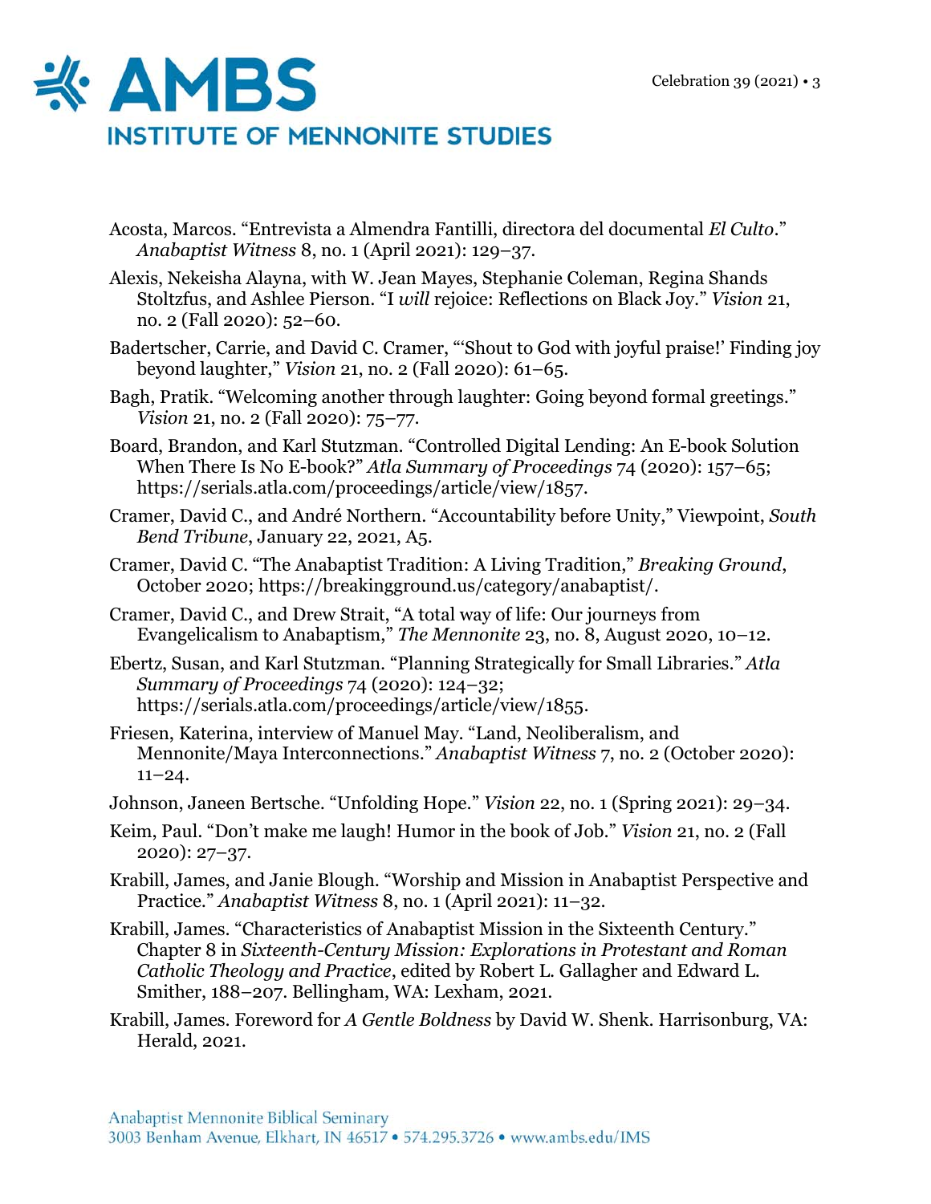Acosta, Marcos. “Entrevista a Almendra Fantilli, directora del documental *El Culto*.” *Anabaptist Witness* 8, no. 1 (April 2021): 129–37.

Alexis, Nekeisha Alayna, with W. Jean Mayes, Stephanie Coleman, Regina Shands Stoltzfus, and Ashlee Pierson. “I *will* rejoice: Reflections on Black Joy.” *Vision* 21, no. 2 (Fall 2020): 52–60.

Badertscher, Carrie, and David C. Cramer, “‘Shout to God with joyful praise!’ Finding joy beyond laughter,” *Vision* 21, no. 2 (Fall 2020): 61–65.

Bagh, Pratik. “Welcoming another through laughter: Going beyond formal greetings.” *Vision* 21, no. 2 (Fall 2020): 75–77.

Board, Brandon, and Karl Stutzman. “Controlled Digital Lending: An E-book Solution When There Is No E-book?” *Atla Summary of Proceedings* 74 (2020): 157–65; https://serials.atla.com/proceedings/article/view/1857.

Cramer, David C., and André Northern. “Accountability before Unity,” Viewpoint, *South Bend Tribune*, January 22, 2021, A5.

Cramer, David C. “The Anabaptist Tradition: A Living Tradition,” *Breaking Ground*, October 2020; https://breakingground.us/category/anabaptist/.

Cramer, David C., and Drew Strait, “A total way of life: Our journeys from Evangelicalism to Anabaptism,” *The Mennonite* 23, no. 8, August 2020, 10–12.

Ebertz, Susan, and Karl Stutzman. “Planning Strategically for Small Libraries.” *Atla Summary of Proceedings* 74 (2020): 124–32; https://serials.atla.com/proceedings/article/view/1855.

Friesen, Katerina, interview of Manuel May. “Land, Neoliberalism, and Mennonite/Maya Interconnections.” *Anabaptist Witness* 7, no. 2 (October 2020): 11–24.

Johnson, Janeen Bertsche. “Unfolding Hope.” *Vision* 22, no. 1 (Spring 2021): 29–34.

Keim, Paul. “Don’t make me laugh! Humor in the book of Job.” *Vision* 21, no. 2 (Fall 2020): 27–37.

Krabill, James, and Janie Blough. “Worship and Mission in Anabaptist Perspective and Practice.” *Anabaptist Witness* 8, no. 1 (April 2021): 11–32.

Krabill, James. “Characteristics of Anabaptist Mission in the Sixteenth Century.” Chapter 8 in *Sixteenth-Century Mission: Explorations in Protestant and Roman Catholic Theology and Practice*, edited by Robert L. Gallagher and Edward L. Smither, 188–207. Bellingham, WA: Lexham, 2021.

Krabill, James. Foreword for *A Gentle Boldness* by David W. Shenk. Harrisonburg, VA: Herald, 2021.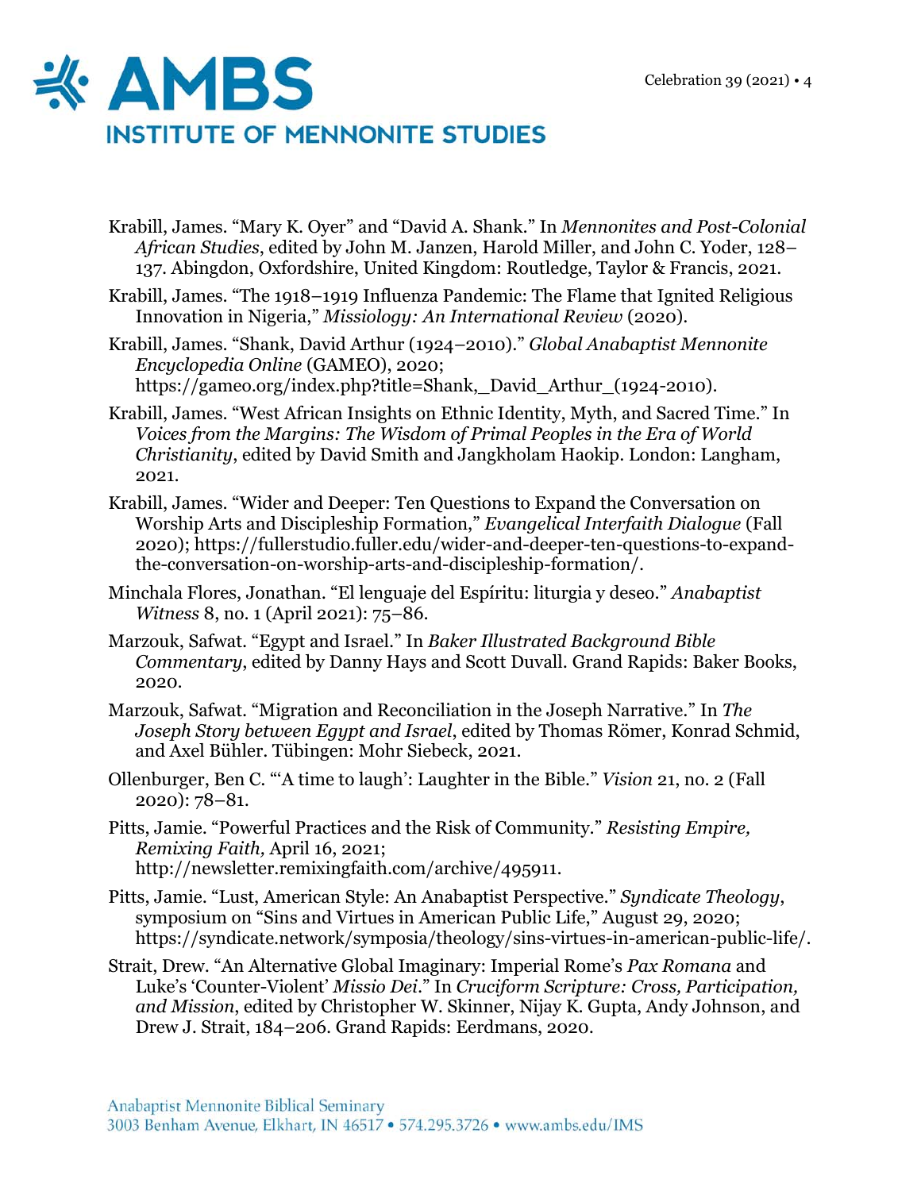Krabill, James. “Mary K. Oyer” and “David A. Shank.” In *Mennonites and Post-Colonial African Studies*, edited by John M. Janzen, Harold Miller, and John C. Yoder, 128–137. Abingdon, Oxfordshire, United Kingdom: Routledge, Taylor & Francis, 2021.

Krabill, James. “The 1918–1919 Influenza Pandemic: The Flame that Ignited Religious Innovation in Nigeria,” *Missiology: An International Review* (2020).

Krabill, James. “Shank, David Arthur (1924–2010).” *Global Anabaptist Mennonite Encyclopedia Online* (GAMEO), 2020; https://gameo.org/index.php?title=Shank,_David_Arthur_(1924-2010).

Krabill, James. “West African Insights on Ethnic Identity, Myth, and Sacred Time.” In *Voices from the Margins: The Wisdom of Primal Peoples in the Era of World Christianity*, edited by David Smith and Jangkholam Haokip. London: Langham, 2021.

Krabill, James. “Wider and Deeper: Ten Questions to Expand the Conversation on Worship Arts and Discipleship Formation,” *Evangelical Interfaith Dialogue* (Fall 2020); https://fullerstudio.fuller.edu/wider-and-deeper-ten-questions-to-expand-the-conversation-on-worship-arts-and-discipleship-formation/.

Minchala Flores, Jonathan. “El lenguaje del Espíritu: liturgia y deseo.” *Anabaptist Witness* 8, no. 1 (April 2021): 75–86.

Marzouk, Safwat. “Egypt and Israel.” In *Baker Illustrated Background Bible Commentary*, edited by Danny Hays and Scott Duvall. Grand Rapids: Baker Books, 2020.

Marzouk, Safwat. “Migration and Reconciliation in the Joseph Narrative.” In *The Joseph Story between Egypt and Israel*, edited by Thomas Römer, Konrad Schmid, and Axel Bühler. Tübingen: Mohr Siebeck, 2021.

Ollenburger, Ben C. “‘A time to laugh’: Laughter in the Bible.” *Vision* 21, no. 2 (Fall 2020): 78–81.

Pitts, Jamie. “Powerful Practices and the Risk of Community.” *Resisting Empire, Remixing Faith,* April 16, 2021; http://newsletter.remixingfaith.com/archive/495911.

Pitts, Jamie. “Lust, American Style: An Anabaptist Perspective.” *Syndicate Theology*, symposium on “Sins and Virtues in American Public Life,” August 29, 2020; https://syndicate.network/symposia/theology/sins-virtues-in-american-public-life/.

Strait, Drew. “An Alternative Global Imaginary: Imperial Rome’s *Pax Romana* and Luke’s ‘Counter-Violent’ *Missio Dei*.” In *Cruciform Scripture: Cross, Participation, and Mission*, edited by Christopher W. Skinner, Nijay K. Gupta, Andy Johnson, and Drew J. Strait, 184–206. Grand Rapids: Eerdmans, 2020.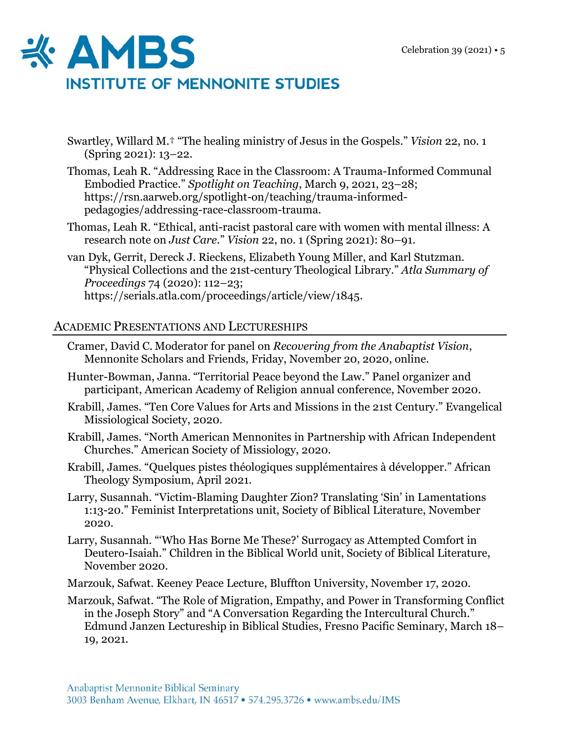Swartley, Willard M.† "The healing ministry of Jesus in the Gospels." *Vision* 22, no. 1 (Spring 2021): 13–22.

Thomas, Leah R. "Addressing Race in the Classroom: A Trauma-Informed Communal Embodied Practice." *Spotlight on Teaching*, March 9, 2021, 23–28; https://rsn.aarweb.org/spotlight-on/teaching/trauma-informed-pedagogies/addressing-race-classroom-trauma.

Thomas, Leah R. "Ethical, anti-racist pastoral care with women with mental illness: A research note on *Just Care*." *Vision* 22, no. 1 (Spring 2021): 80–91.

van Dyk, Gerrit, Dereck J. Rieckens, Elizabeth Young Miller, and Karl Stutzman. "Physical Collections and the 21st-century Theological Library." *Atla Summary of Proceedings* 74 (2020): 112–23; https://serials.atla.com/proceedings/article/view/1845.

## Academic Presentations and Lectureships

Cramer, David C. Moderator for panel on *Recovering from the Anabaptist Vision*, Mennonite Scholars and Friends, Friday, November 20, 2020, online.

Hunter-Bowman, Janna. "Territorial Peace beyond the Law." Panel organizer and participant, American Academy of Religion annual conference, November 2020.

Krabill, James. "Ten Core Values for Arts and Missions in the 21st Century." Evangelical Missiological Society, 2020.

Krabill, James. "North American Mennonites in Partnership with African Independent Churches." American Society of Missiology, 2020.

Krabill, James. "Quelques pistes théologiques supplémentaires à développer." African Theology Symposium, April 2021.

Larry, Susannah. "Victim-Blaming Daughter Zion? Translating 'Sin' in Lamentations 1:13-20." Feminist Interpretations unit, Society of Biblical Literature, November 2020.

Larry, Susannah. "'Who Has Borne Me These?' Surrogacy as Attempted Comfort in Deutero-Isaiah." Children in the Biblical World unit, Society of Biblical Literature, November 2020.

Marzouk, Safwat. Keeney Peace Lecture, Bluffton University, November 17, 2020.

Marzouk, Safwat. "The Role of Migration, Empathy, and Power in Transforming Conflict in the Joseph Story" and "A Conversation Regarding the Intercultural Church." Edmund Janzen Lectureship in Biblical Studies, Fresno Pacific Seminary, March 18–19, 2021.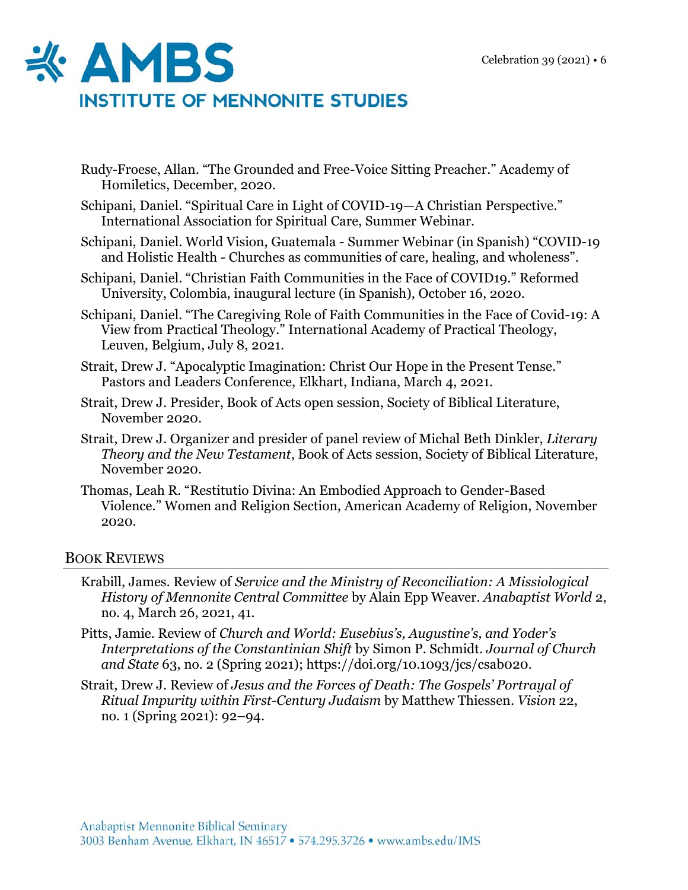Rudy-Froese, Allan. “The Grounded and Free-Voice Sitting Preacher.” Academy of Homiletics, December, 2020.

Schipani, Daniel. “Spiritual Care in Light of COVID-19—A Christian Perspective.” International Association for Spiritual Care, Summer Webinar.

Schipani, Daniel. World Vision, Guatemala - Summer Webinar (in Spanish) “COVID-19 and Holistic Health - Churches as communities of care, healing, and wholeness”.

Schipani, Daniel. “Christian Faith Communities in the Face of COVID19.” Reformed University, Colombia, inaugural lecture (in Spanish), October 16, 2020.

Schipani, Daniel. “The Caregiving Role of Faith Communities in the Face of Covid-19: A View from Practical Theology.” International Academy of Practical Theology, Leuven, Belgium, July 8, 2021.

Strait, Drew J. “Apocalyptic Imagination: Christ Our Hope in the Present Tense.” Pastors and Leaders Conference, Elkhart, Indiana, March 4, 2021.

Strait, Drew J. Presider, Book of Acts open session, Society of Biblical Literature, November 2020.

Strait, Drew J. Organizer and presider of panel review of Michal Beth Dinkler, *Literary Theory and the New Testament*, Book of Acts session, Society of Biblical Literature, November 2020.

Thomas, Leah R. “Restitutio Divina: An Embodied Approach to Gender-Based Violence.” Women and Religion Section, American Academy of Religion, November 2020.

## Book Reviews

Krabill, James. Review of *Service and the Ministry of Reconciliation: A Missiological History of Mennonite Central Committee* by Alain Epp Weaver. *Anabaptist World* 2, no. 4, March 26, 2021, 41.

Pitts, Jamie. Review of *Church and World: Eusebius's, Augustine's, and Yoder's Interpretations of the Constantinian Shift* by Simon P. Schmidt. *Journal of Church and State* 63, no. 2 (Spring 2021); https://doi.org/10.1093/jcs/csab020.

Strait, Drew J. Review of *Jesus and the Forces of Death: The Gospels' Portrayal of Ritual Impurity within First-Century Judaism* by Matthew Thiessen. *Vision* 22, no. 1 (Spring 2021): 92–94.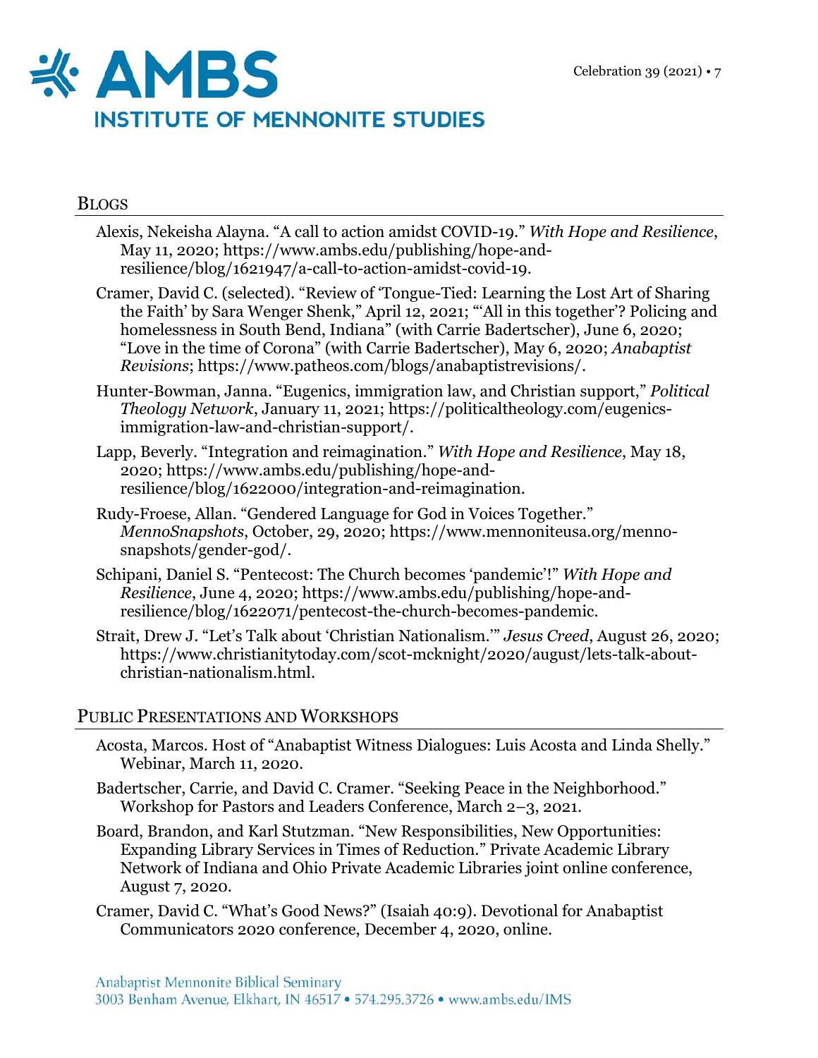## BLOGS

Alexis, Nekeisha Alayna. "A call to action amidst COVID-19." *With Hope and Resilience*, May 11, 2020; https://www.ambs.edu/publishing/hope-and-resilience/blog/1621947/a-call-to-action-amidst-covid-19.

Cramer, David C. (selected). "Review of 'Tongue-Tied: Learning the Lost Art of Sharing the Faith' by Sara Wenger Shenk," April 12, 2021; "'All in this together'? Policing and homelessness in South Bend, Indiana" (with Carrie Badertscher), June 6, 2020; "Love in the time of Corona" (with Carrie Badertscher), May 6, 2020; *Anabaptist Revisions*; https://www.patheos.com/blogs/anabaptistrevisions/.

Hunter-Bowman, Janna. "Eugenics, immigration law, and Christian support," *Political Theology Network*, January 11, 2021; https://politicaltheology.com/eugenics-immigration-law-and-christian-support/.

Lapp, Beverly. "Integration and reimagination." *With Hope and Resilience*, May 18, 2020; https://www.ambs.edu/publishing/hope-and-resilience/blog/1622000/integration-and-reimagination.

Rudy-Froese, Allan. "Gendered Language for God in Voices Together." *MennoSnapshots*, October, 29, 2020; https://www.mennoniteusa.org/menno-snapshots/gender-god/.

Schipani, Daniel S. "Pentecost: The Church becomes 'pandemic'!" *With Hope and Resilience*, June 4, 2020; https://www.ambs.edu/publishing/hope-and-resilience/blog/1622071/pentecost-the-church-becomes-pandemic.

Strait, Drew J. "Let's Talk about 'Christian Nationalism.'" *Jesus Creed*, August 26, 2020; https://www.christianitytoday.com/scot-mcknight/2020/august/lets-talk-about-christian-nationalism.html.

## PUBLIC PRESENTATIONS AND WORKSHOPS

Acosta, Marcos. Host of "Anabaptist Witness Dialogues: Luis Acosta and Linda Shelly." Webinar, March 11, 2020.

Badertscher, Carrie, and David C. Cramer. "Seeking Peace in the Neighborhood." Workshop for Pastors and Leaders Conference, March 2–3, 2021.

Board, Brandon, and Karl Stutzman. "New Responsibilities, New Opportunities: Expanding Library Services in Times of Reduction." Private Academic Library Network of Indiana and Ohio Private Academic Libraries joint online conference, August 7, 2020.

Cramer, David C. "What's Good News?" (Isaiah 40:9). Devotional for Anabaptist Communicators 2020 conference, December 4, 2020, online.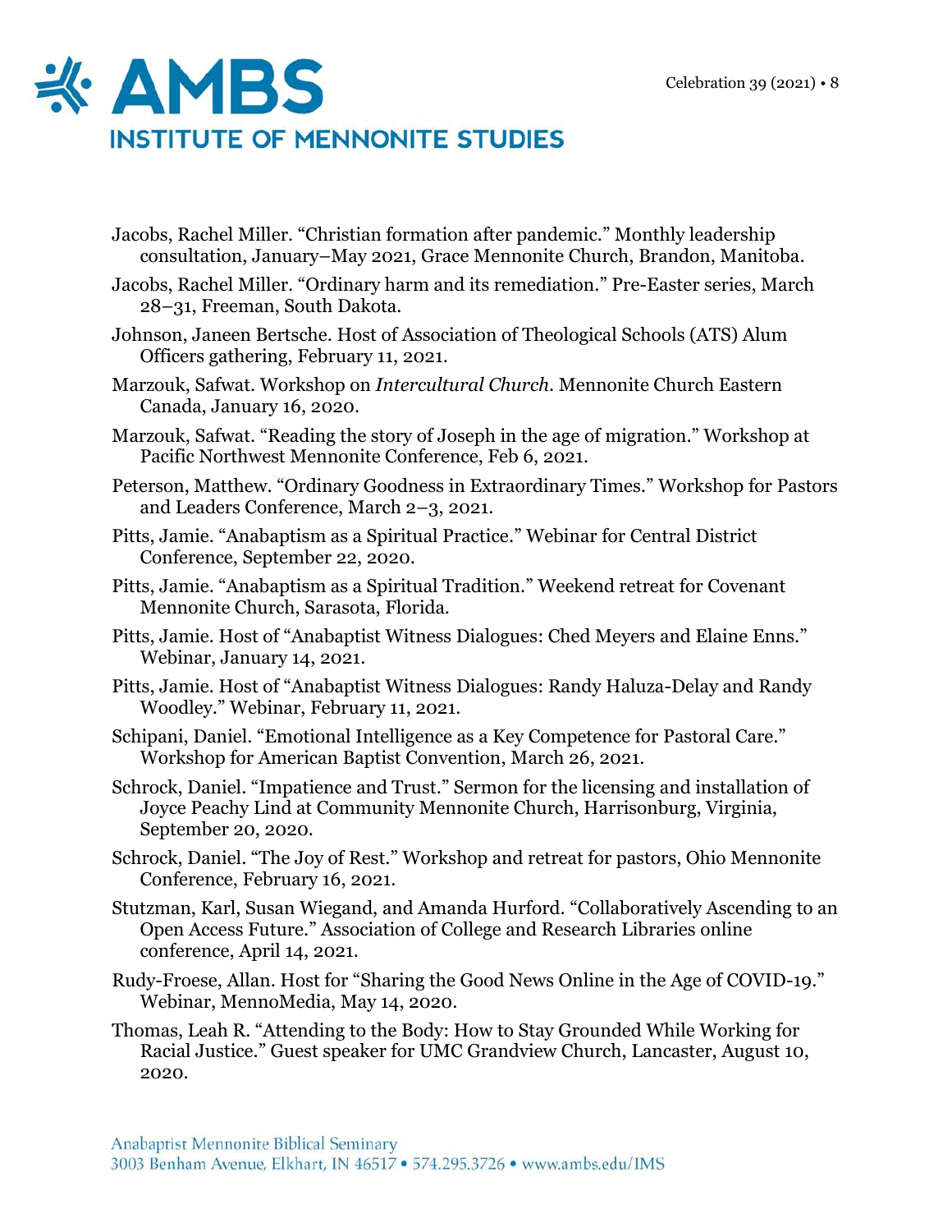Jacobs, Rachel Miller. "Christian formation after pandemic." Monthly leadership consultation, January–May 2021, Grace Mennonite Church, Brandon, Manitoba.

Jacobs, Rachel Miller. "Ordinary harm and its remediation." Pre-Easter series, March 28–31, Freeman, South Dakota.

Johnson, Janeen Bertsche. Host of Association of Theological Schools (ATS) Alum Officers gathering, February 11, 2021.

Marzouk, Safwat. Workshop on *Intercultural Church*. Mennonite Church Eastern Canada, January 16, 2020.

Marzouk, Safwat. "Reading the story of Joseph in the age of migration." Workshop at Pacific Northwest Mennonite Conference, Feb 6, 2021.

Peterson, Matthew. "Ordinary Goodness in Extraordinary Times." Workshop for Pastors and Leaders Conference, March 2–3, 2021.

Pitts, Jamie. "Anabaptism as a Spiritual Practice." Webinar for Central District Conference, September 22, 2020.

Pitts, Jamie. "Anabaptism as a Spiritual Tradition." Weekend retreat for Covenant Mennonite Church, Sarasota, Florida.

Pitts, Jamie. Host of "Anabaptist Witness Dialogues: Ched Meyers and Elaine Enns." Webinar, January 14, 2021.

Pitts, Jamie. Host of "Anabaptist Witness Dialogues: Randy Haluza-Delay and Randy Woodley." Webinar, February 11, 2021.

Schipani, Daniel. "Emotional Intelligence as a Key Competence for Pastoral Care." Workshop for American Baptist Convention, March 26, 2021.

Schrock, Daniel. "Impatience and Trust." Sermon for the licensing and installation of Joyce Peachy Lind at Community Mennonite Church, Harrisonburg, Virginia, September 20, 2020.

Schrock, Daniel. "The Joy of Rest." Workshop and retreat for pastors, Ohio Mennonite Conference, February 16, 2021.

Stutzman, Karl, Susan Wiegand, and Amanda Hurford. "Collaboratively Ascending to an Open Access Future." Association of College and Research Libraries online conference, April 14, 2021.

Rudy-Froese, Allan. Host for "Sharing the Good News Online in the Age of COVID-19." Webinar, MennoMedia, May 14, 2020.

Thomas, Leah R. "Attending to the Body: How to Stay Grounded While Working for Racial Justice." Guest speaker for UMC Grandview Church, Lancaster, August 10, 2020.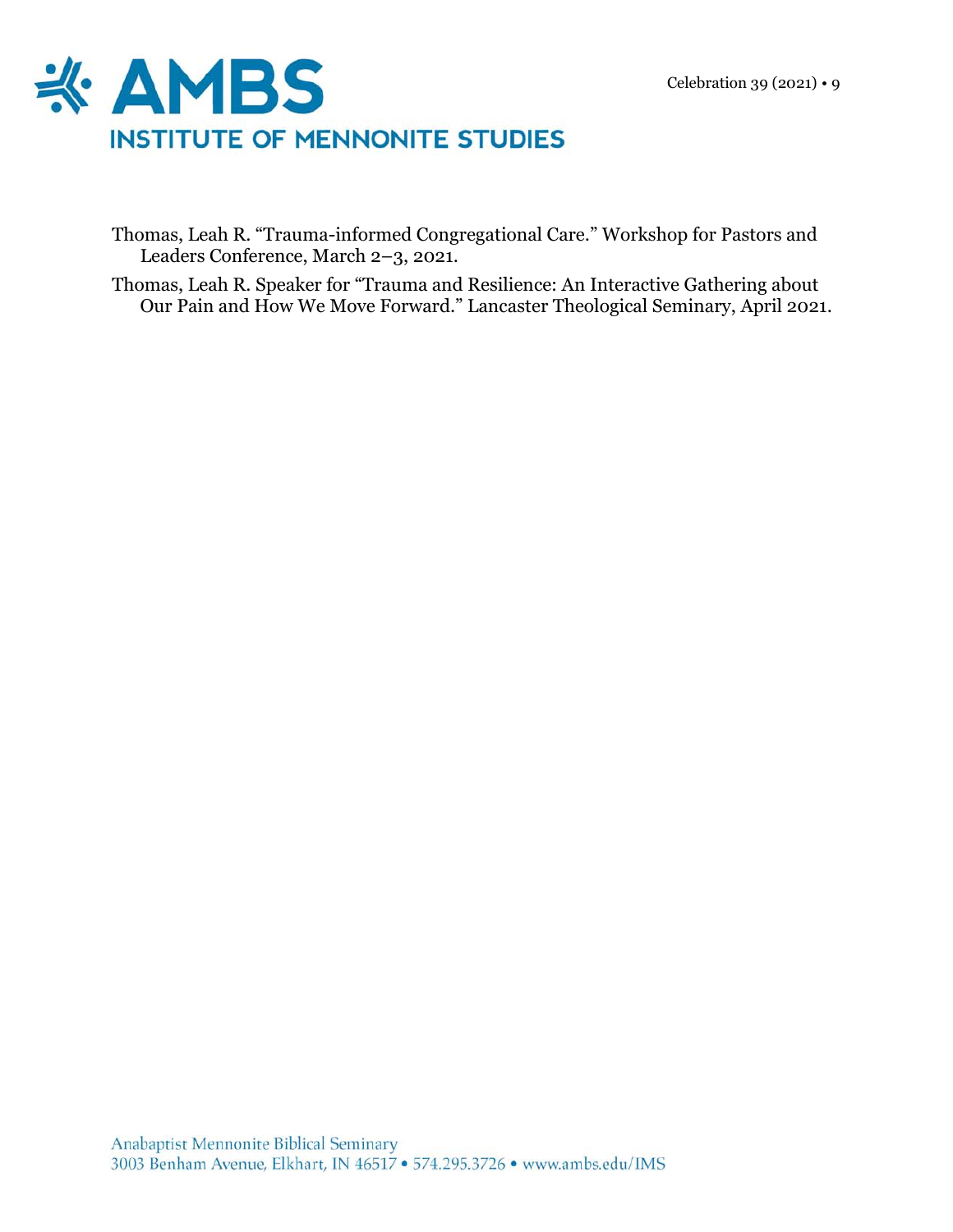Thomas, Leah R. “Trauma-informed Congregational Care.” Workshop for Pastors and Leaders Conference, March 2–3, 2021.

Thomas, Leah R. Speaker for “Trauma and Resilience: An Interactive Gathering about Our Pain and How We Move Forward.” Lancaster Theological Seminary, April 2021.